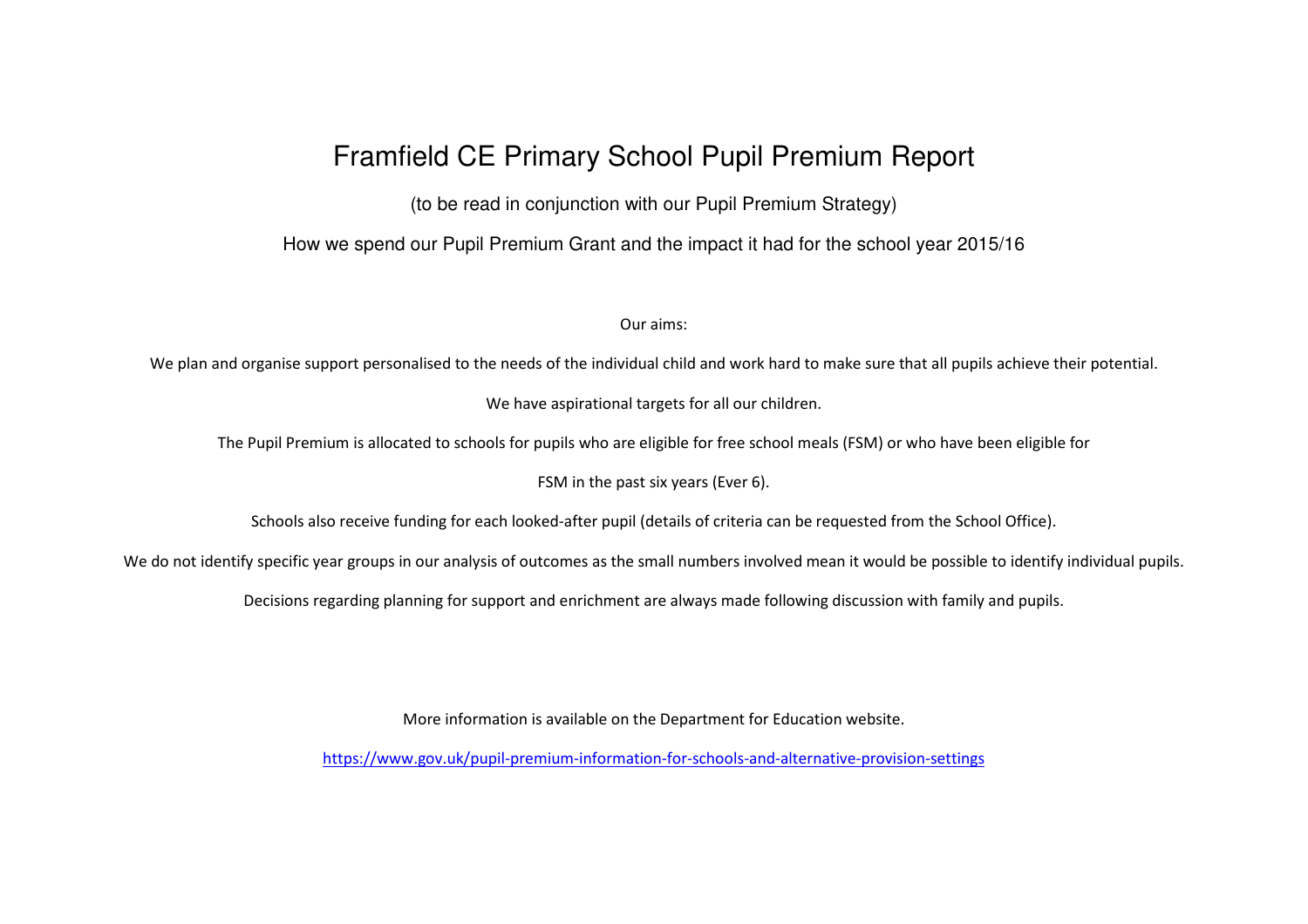# Framfield CE Primary School Pupil Premium Report

(to be read in conjunction with our Pupil Premium Strategy)

How we spend our Pupil Premium Grant and the impact it had for the school year 2015/16

Our aims:

We plan and organise support personalised to the needs of the individual child and work hard to make sure that all pupils achieve their potential.

We have aspirational targets for all our children.

The Pupil Premium is allocated to schools for pupils who are eligible for free school meals (FSM) or who have been eligible for FSM in the past six years (Ever 6).

Schools also receive funding for each looked-after pupil (details of criteria can be requested from the School Office).

We do not identify specific year groups in our analysis of outcomes as the small numbers involved mean it would be possible to identify individual pupils.

Decisions regarding planning for support and enrichment are always made following discussion with family and pupils.

More information is available on the Department for Education website.

https://www.gov.uk/pupil-premium-information-for-schools-and-alternative-provision-settings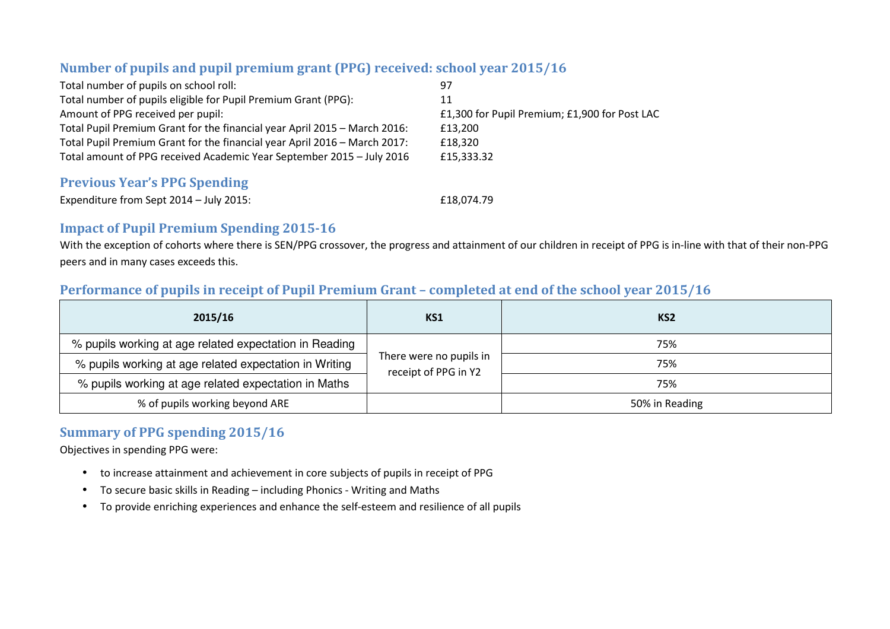## Number of pupils and pupil premium grant (PPG) received: school year 2015/16

Total number of pupils on school roll: 97
Total number of pupils eligible for Pupil Premium Grant (PPG): 11
Amount of PPG received per pupil: £1,300 for Pupil Premium; £1,900 for Post LAC
Total Pupil Premium Grant for the financial year April 2015 – March 2016: £13,200
Total Pupil Premium Grant for the financial year April 2016 – March 2017: £18,320
Total amount of PPG received Academic Year September 2015 – July 2016 £15,333.32

## Previous Year's PPG Spending

Expenditure from Sept 2014 – July 2015: £18,074.79

## Impact of Pupil Premium Spending 2015-16

With the exception of cohorts where there is SEN/PPG crossover, the progress and attainment of our children in receipt of PPG is in-line with that of their non-PPG peers and in many cases exceeds this.

## Performance of pupils in receipt of Pupil Premium Grant – completed at end of the school year 2015/16

| 2015/16 | KS1 | KS2 |
|---|---|---|
| % pupils working at age related expectation in Reading | There were no pupils in receipt of PPG in Y2 | 75% |
| % pupils working at age related expectation in Writing | | 75% |
| % pupils working at age related expectation in Maths | | 75% |
| % of pupils working beyond ARE | | 50% in Reading |

## Summary of PPG spending 2015/16

Objectives in spending PPG were:

- to increase attainment and achievement in core subjects of pupils in receipt of PPG
- To secure basic skills in Reading – including Phonics - Writing and Maths
- To provide enriching experiences and enhance the self-esteem and resilience of all pupils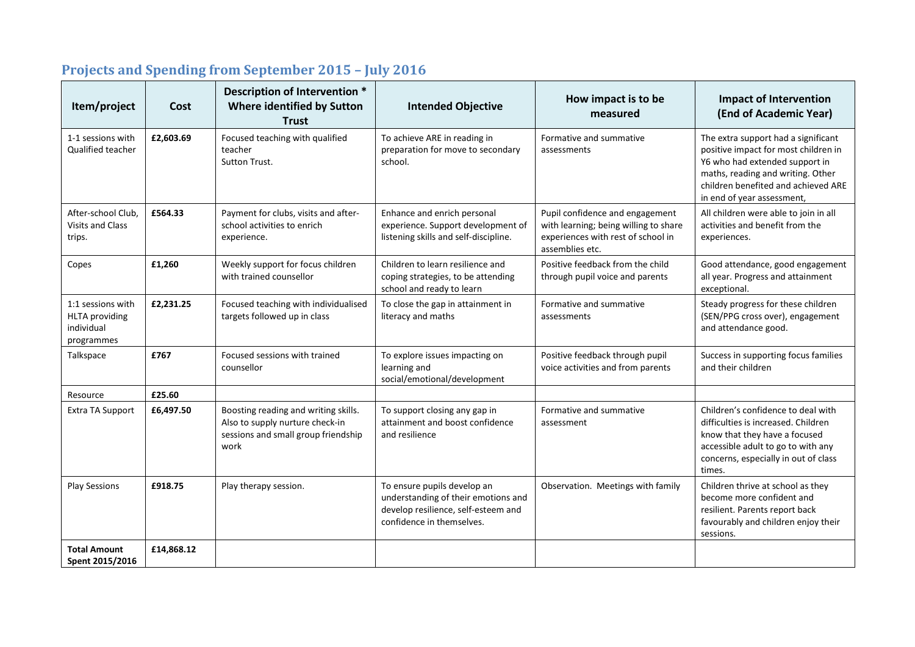## Projects and Spending from September 2015 – July 2016

| Item/project | Cost | Description of Intervention * Where identified by Sutton Trust | Intended Objective | How impact is to be measured | Impact of Intervention (End of Academic Year) |
|---|---|---|---|---|---|
| 1-1 sessions with Qualified teacher | **£2,603.69** | Focused teaching with qualified teacher Sutton Trust. | To achieve ARE in reading in preparation for move to secondary school. | Formative and summative assessments | The extra support had a significant positive impact for most children in Y6 who had extended support in maths, reading and writing. Other children benefited and achieved ARE in end of year assessment, |
| After-school Club, Visits and Class trips. | **£564.33** | Payment for clubs, visits and after-school activities to enrich experience. | Enhance and enrich personal experience. Support development of listening skills and self-discipline. | Pupil confidence and engagement with learning; being willing to share experiences with rest of school in assemblies etc. | All children were able to join in all activities and benefit from the experiences. |
| Copes | **£1,260** | Weekly support for focus children with trained counsellor | Children to learn resilience and coping strategies, to be attending school and ready to learn | Positive feedback from the child through pupil voice and parents | Good attendance, good engagement all year. Progress and attainment exceptional. |
| 1:1 sessions with HLTA providing individual programmes | **£2,231.25** | Focused teaching with individualised targets followed up in class | To close the gap in attainment in literacy and maths | Formative and summative assessments | Steady progress for these children (SEN/PPG cross over), engagement and attendance good. |
| Talkspace | **£767** | Focused sessions with trained counsellor | To explore issues impacting on learning and social/emotional/development | Positive feedback through pupil voice activities and from parents | Success in supporting focus families and their children |
| Resource | **£25.60** | | | | |
| Extra TA Support | **£6,497.50** | Boosting reading and writing skills. Also to supply nurture check-in sessions and small group friendship work | To support closing any gap in attainment and boost confidence and resilience | Formative and summative assessment | Children's confidence to deal with difficulties is increased. Children know that they have a focused accessible adult to go to with any concerns, especially in out of class times. |
| Play Sessions | **£918.75** | Play therapy session. | To ensure pupils develop an understanding of their emotions and develop resilience, self-esteem and confidence in themselves. | Observation. Meetings with family | Children thrive at school as they become more confident and resilient. Parents report back favourably and children enjoy their sessions. |
| **Total Amount Spent 2015/2016** | **£14,868.12** | | | | |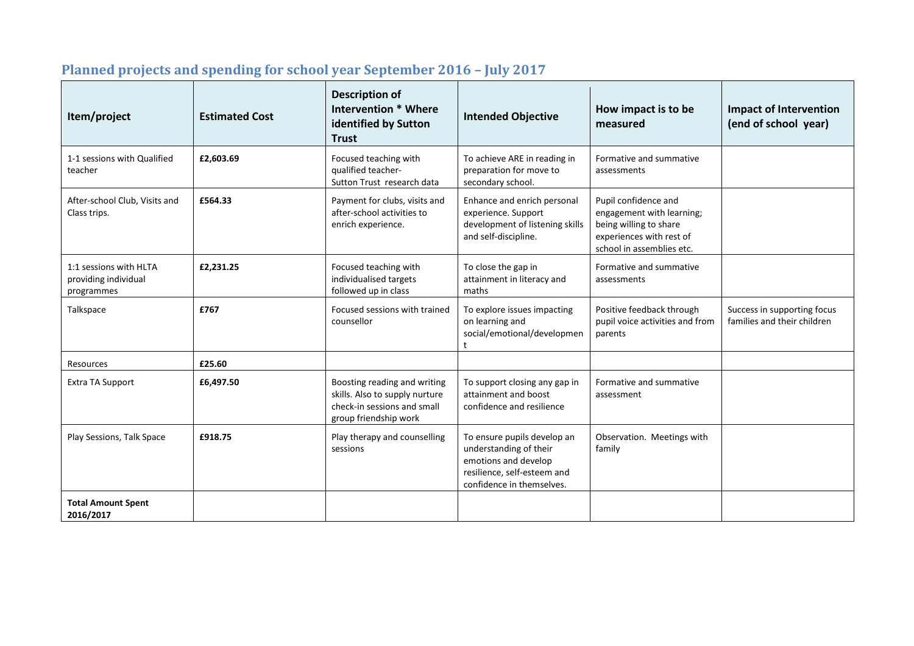## Planned projects and spending for school year September 2016 – July 2017

| Item/project | Estimated Cost | Description of Intervention * Where identified by Sutton Trust | Intended Objective | How impact is to be measured | Impact of Intervention (end of school year) |
|---|---|---|---|---|---|
| 1-1 sessions with Qualified teacher | **£2,603.69** | Focused teaching with qualified teacher- Sutton Trust research data | To achieve ARE in reading in preparation for move to secondary school. | Formative and summative assessments | |
| After-school Club, Visits and Class trips. | **£564.33** | Payment for clubs, visits and after-school activities to enrich experience. | Enhance and enrich personal experience. Support development of listening skills and self-discipline. | Pupil confidence and engagement with learning; being willing to share experiences with rest of school in assemblies etc. | |
| 1:1 sessions with HLTA providing individual programmes | **£2,231.25** | Focused teaching with individualised targets followed up in class | To close the gap in attainment in literacy and maths | Formative and summative assessments | |
| Talkspace | **£767** | Focused sessions with trained counsellor | To explore issues impacting on learning and social/emotional/development | Positive feedback through pupil voice activities and from parents | Success in supporting focus families and their children |
| Resources | **£25.60** | | | | |
| Extra TA Support | **£6,497.50** | Boosting reading and writing skills. Also to supply nurture check-in sessions and small group friendship work | To support closing any gap in attainment and boost confidence and resilience | Formative and summative assessment | |
| Play Sessions, Talk Space | **£918.75** | Play therapy and counselling sessions | To ensure pupils develop an understanding of their emotions and develop resilience, self-esteem and confidence in themselves. | Observation. Meetings with family | |
| **Total Amount Spent 2016/2017** | | | | | |